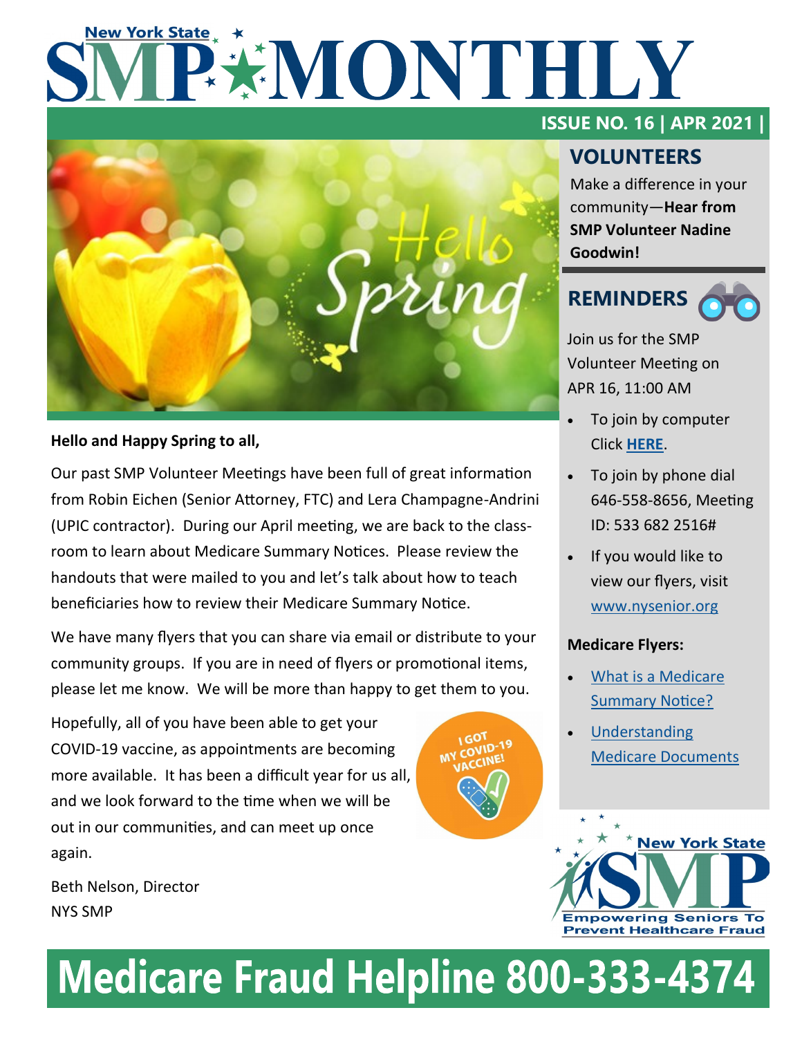# New York State SMP MONTHLY

**ISSUE NO. 16 | APR 2021 |**

**Hello and Happy Spring to all,**

Our past SMP Volunteer Meetings have been full of great information from Robin Eichen (Senior Attorney, FTC) and Lera Champagne-Andrini (UPIC contractor). During our April meeting, we are back to the class-room to learn about Medicare Summary Notices. Please review the handouts that were mailed to you and let's talk about how to teach beneficiaries how to review their Medicare Summary Notice.

We have many flyers that you can share via email or distribute to your community groups. If you are in need of flyers or promotional items, please let me know. We will be more than happy to get them to you.

Hopefully, all of you have been able to get your COVID-19 vaccine, as appointments are becoming more available. It has been a difficult year for us all, and we look forward to the time when we will be out in our communities, and can meet up once again.

Beth Nelson, Director
NYS SMP

## VOLUNTEERS

Make a difference in your community—**Hear from SMP Volunteer Nadine Goodwin!**

## REMINDERS

Join us for the SMP Volunteer Meeting on APR 16, 11:00 AM

- To join by computer Click **HERE**.
- To join by phone dial 646-558-8656, Meeting ID: 533 682 2516#
- If you would like to view our flyers, visit www.nysenior.org

**Medicare Flyers:**

- What is a Medicare Summary Notice?
- Understanding Medicare Documents

New York State SMP
Empowering Seniors To Prevent Healthcare Fraud

# Medicare Fraud Helpline 800-333-4374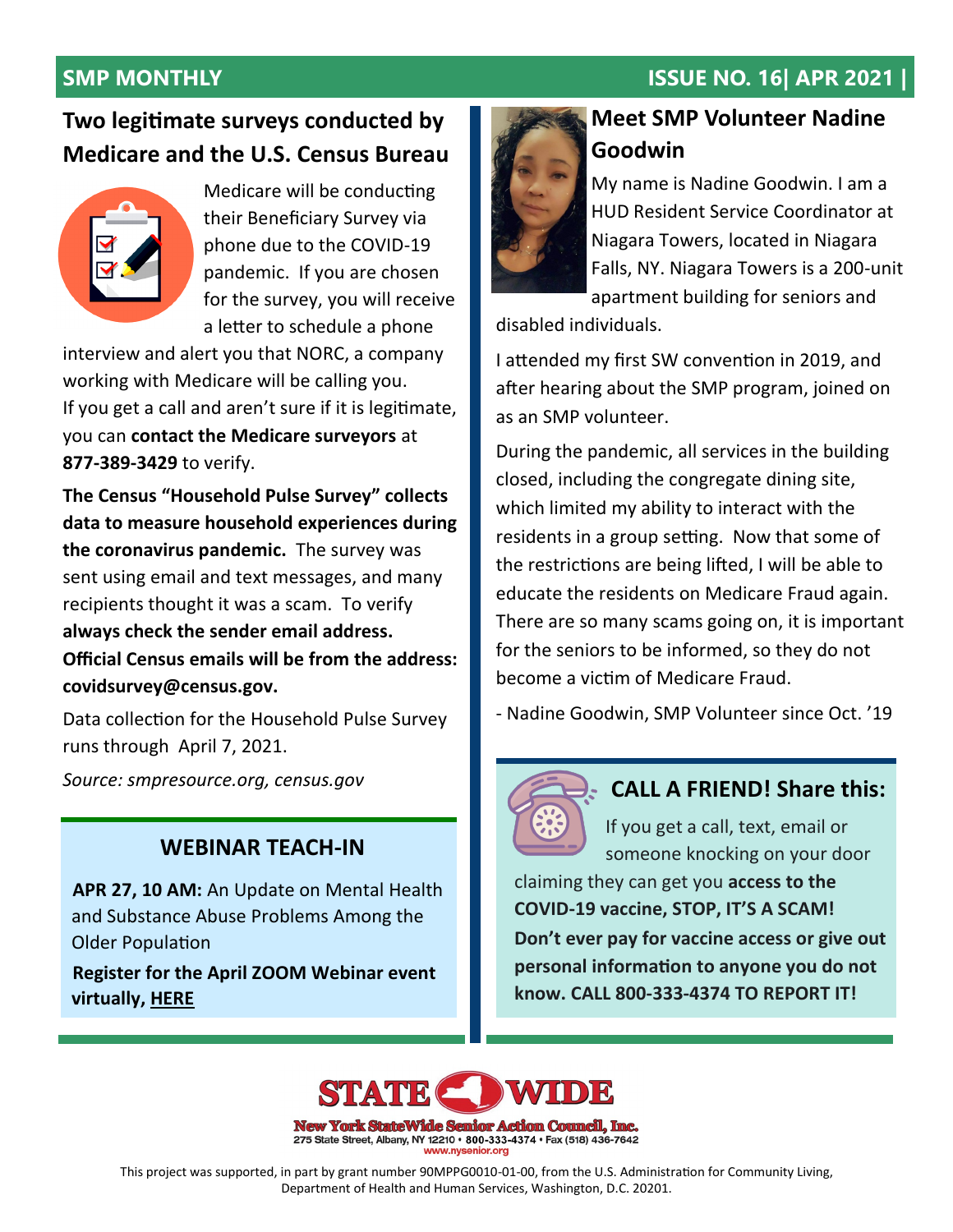## Two legitimate surveys conducted by Medicare and the U.S. Census Bureau

Medicare will be conducting their Beneficiary Survey via phone due to the COVID-19 pandemic. If you are chosen for the survey, you will receive a letter to schedule a phone interview and alert you that NORC, a company working with Medicare will be calling you. If you get a call and aren't sure if it is legitimate, you can **contact the Medicare surveyors** at **877-389-3429** to verify.

**The Census "Household Pulse Survey" collects data to measure household experiences during the coronavirus pandemic.** The survey was sent using email and text messages, and many recipients thought it was a scam. To verify **always check the sender email address. Official Census emails will be from the address: covidsurvey@census.gov.**

Data collection for the Household Pulse Survey runs through April 7, 2021.

*Source: smpresource.org, census.gov*

### WEBINAR TEACH-IN

**APR 27, 10 AM:** An Update on Mental Health and Substance Abuse Problems Among the Older Population

**Register for the April ZOOM Webinar event virtually, HERE**

## Meet SMP Volunteer Nadine Goodwin

My name is Nadine Goodwin. I am a HUD Resident Service Coordinator at Niagara Towers, located in Niagara Falls, NY. Niagara Towers is a 200-unit apartment building for seniors and disabled individuals.

I attended my first SW convention in 2019, and after hearing about the SMP program, joined on as an SMP volunteer.

During the pandemic, all services in the building closed, including the congregate dining site, which limited my ability to interact with the residents in a group setting. Now that some of the restrictions are being lifted, I will be able to educate the residents on Medicare Fraud again. There are so many scams going on, it is important for the seniors to be informed, so they do not become a victim of Medicare Fraud.

- Nadine Goodwin, SMP Volunteer since Oct. '19

### CALL A FRIEND! Share this:

If you get a call, text, email or someone knocking on your door claiming they can get you **access to the COVID-19 vaccine, STOP, IT'S A SCAM! Don't ever pay for vaccine access or give out personal information to anyone you do not know. CALL 800-333-4374 TO REPORT IT!**

STATE WIDE

New York StateWide Senior Action Council, Inc.
275 State Street, Albany, NY 12210 • 800-333-4374 • Fax (518) 436-7642
www.nysenior.org

This project was supported, in part by grant number 90MPPG0010-01-00, from the U.S. Administration for Community Living, Department of Health and Human Services, Washington, D.C. 20201.